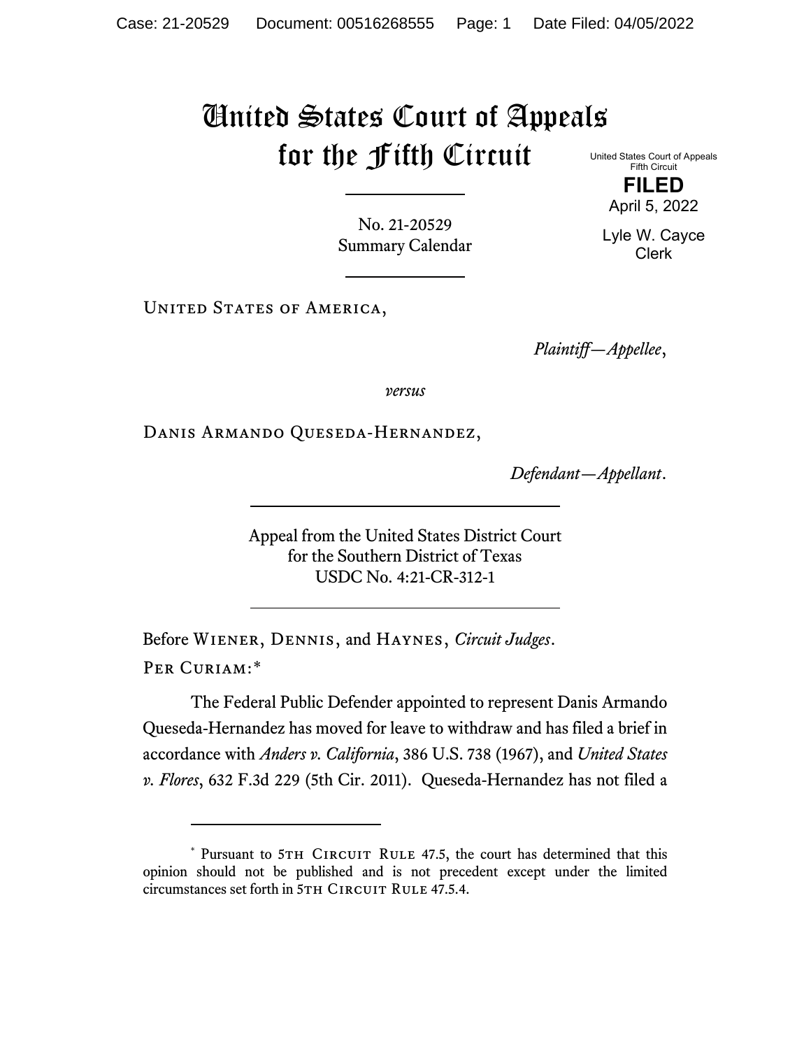# United States Court of Appeals for the Fifth Circuit

United States Court of Appeals
Fifth Circuit

**FILED**

April 5, 2022

Lyle W. Cayce
Clerk

No. 21-20529
Summary Calendar

United States of America,

*Plaintiff—Appellee*,

*versus*

Danis Armando Queseda-Hernandez,

*Defendant—Appellant*.

Appeal from the United States District Court
for the Southern District of Texas
USDC No. 4:21-CR-312-1

Before Wiener, Dennis, and Haynes, *Circuit Judges*.

Per Curiam:*

The Federal Public Defender appointed to represent Danis Armando Queseda-Hernandez has moved for leave to withdraw and has filed a brief in accordance with *Anders v. California*, 386 U.S. 738 (1967), and *United States v. Flores*, 632 F.3d 229 (5th Cir. 2011). Queseda-Hernandez has not filed a

---

\* Pursuant to 5th Circuit Rule 47.5, the court has determined that this opinion should not be published and is not precedent except under the limited circumstances set forth in 5th Circuit Rule 47.5.4.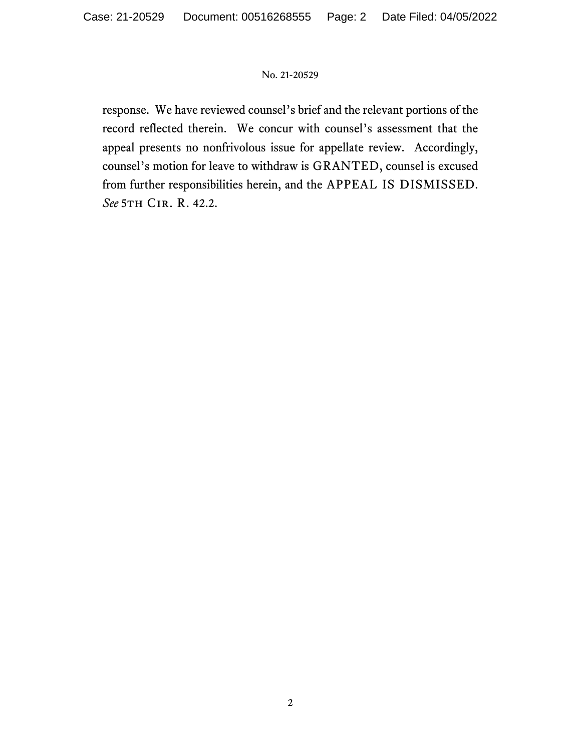response. We have reviewed counsel's brief and the relevant portions of the record reflected therein. We concur with counsel's assessment that the appeal presents no nonfrivolous issue for appellate review. Accordingly, counsel's motion for leave to withdraw is GRANTED, counsel is excused from further responsibilities herein, and the APPEAL IS DISMISSED. *See* 5TH CIR. R. 42.2.